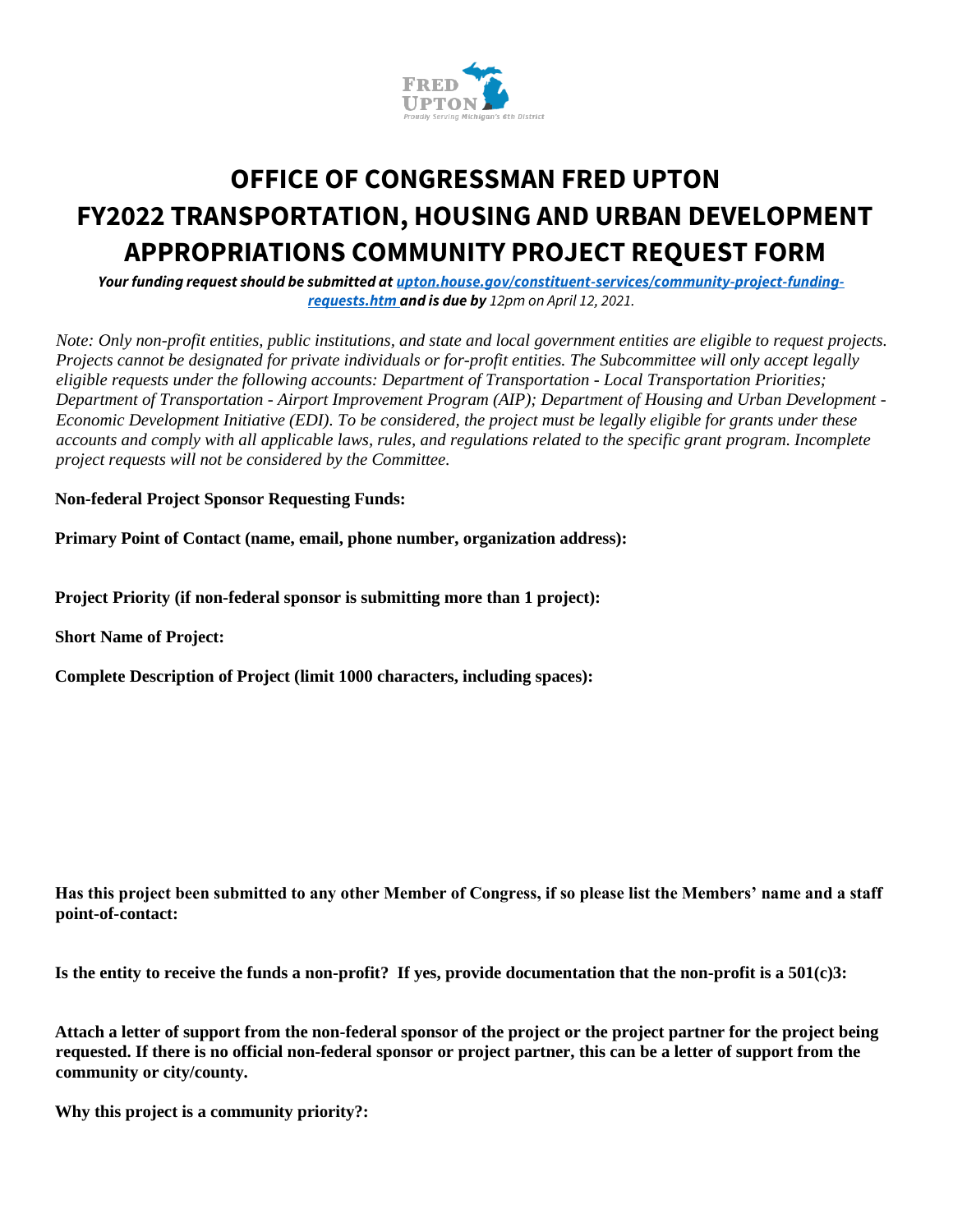# OFFICE OF CONGRESSMAN FRED UPTON
# FY2022 TRANSPORTATION, HOUSING AND URBAN DEVELOPMENT APPROPRIATIONS COMMUNITY PROJECT REQUEST FORM

***Your funding request should be submitted at [upton.house.gov/constituent-services/community-project-funding-requests.htm](upton.house.gov/constituent-services/community-project-funding-requests.htm) and is due by*** *12pm on April 12, 2021.*

*Note: Only non-profit entities, public institutions, and state and local government entities are eligible to request projects. Projects cannot be designated for private individuals or for-profit entities. The Subcommittee will only accept legally eligible requests under the following accounts: Department of Transportation - Local Transportation Priorities; Department of Transportation - Airport Improvement Program (AIP); Department of Housing and Urban Development - Economic Development Initiative (EDI). To be considered, the project must be legally eligible for grants under these accounts and comply with all applicable laws, rules, and regulations related to the specific grant program. Incomplete project requests will not be considered by the Committee.*

**Non-federal Project Sponsor Requesting Funds:**

**Primary Point of Contact (name, email, phone number, organization address):**

**Project Priority (if non-federal sponsor is submitting more than 1 project):**

**Short Name of Project:**

**Complete Description of Project (limit 1000 characters, including spaces):**

**Has this project been submitted to any other Member of Congress, if so please list the Members' name and a staff point-of-contact:**

**Is the entity to receive the funds a non-profit? If yes, provide documentation that the non-profit is a 501(c)3:**

**Attach a letter of support from the non-federal sponsor of the project or the project partner for the project being requested. If there is no official non-federal sponsor or project partner, this can be a letter of support from the community or city/county.**

**Why this project is a community priority?:**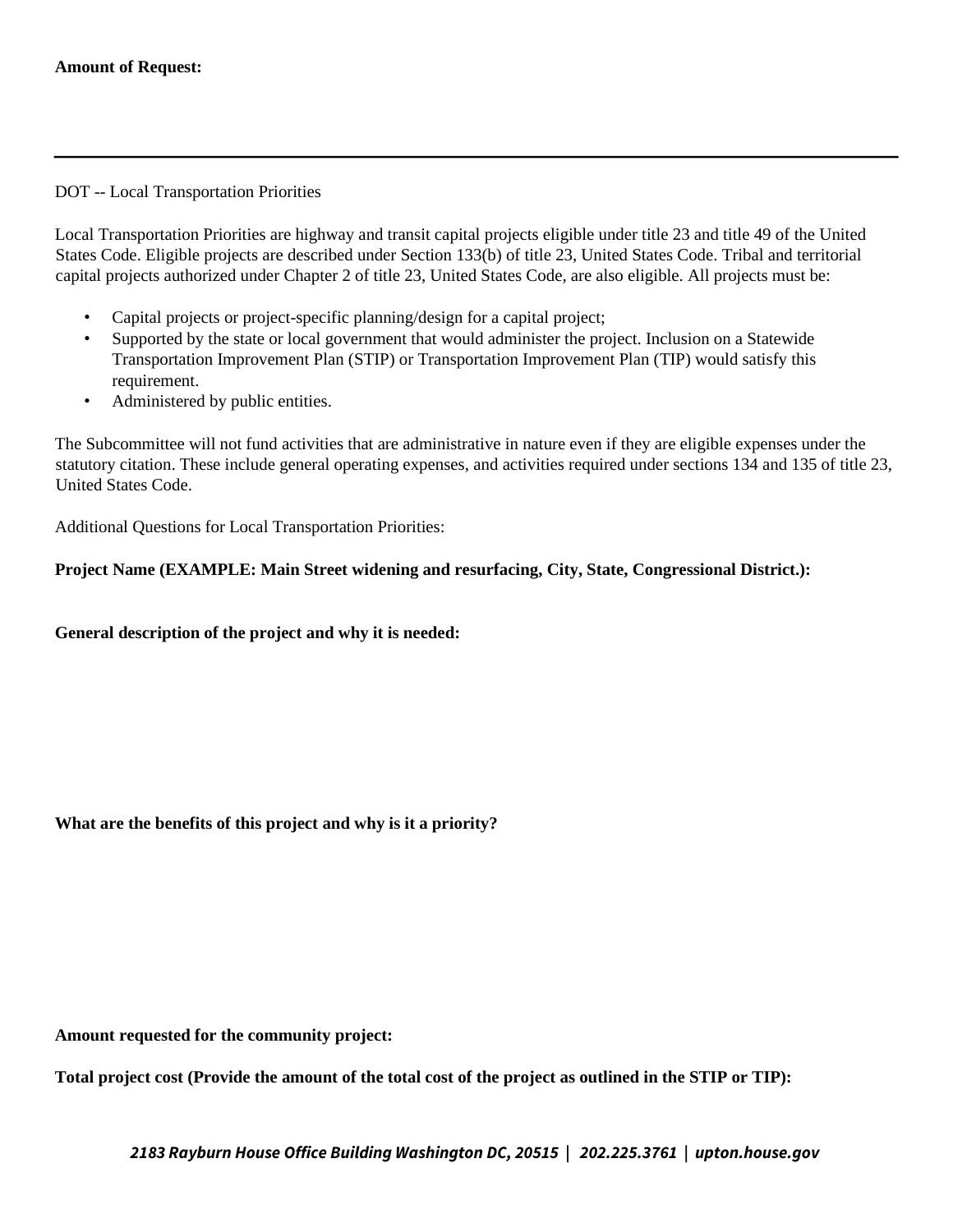**Amount of Request:**

---

DOT -- Local Transportation Priorities

Local Transportation Priorities are highway and transit capital projects eligible under title 23 and title 49 of the United States Code. Eligible projects are described under Section 133(b) of title 23, United States Code. Tribal and territorial capital projects authorized under Chapter 2 of title 23, United States Code, are also eligible. All projects must be:

- Capital projects or project-specific planning/design for a capital project;
- Supported by the state or local government that would administer the project. Inclusion on a Statewide Transportation Improvement Plan (STIP) or Transportation Improvement Plan (TIP) would satisfy this requirement.
- Administered by public entities.

The Subcommittee will not fund activities that are administrative in nature even if they are eligible expenses under the statutory citation. These include general operating expenses, and activities required under sections 134 and 135 of title 23, United States Code.

Additional Questions for Local Transportation Priorities:

**Project Name (EXAMPLE: Main Street widening and resurfacing, City, State, Congressional District.):**

**General description of the project and why it is needed:**

**What are the benefits of this project and why is it a priority?**

**Amount requested for the community project:**

**Total project cost (Provide the amount of the total cost of the project as outlined in the STIP or TIP):**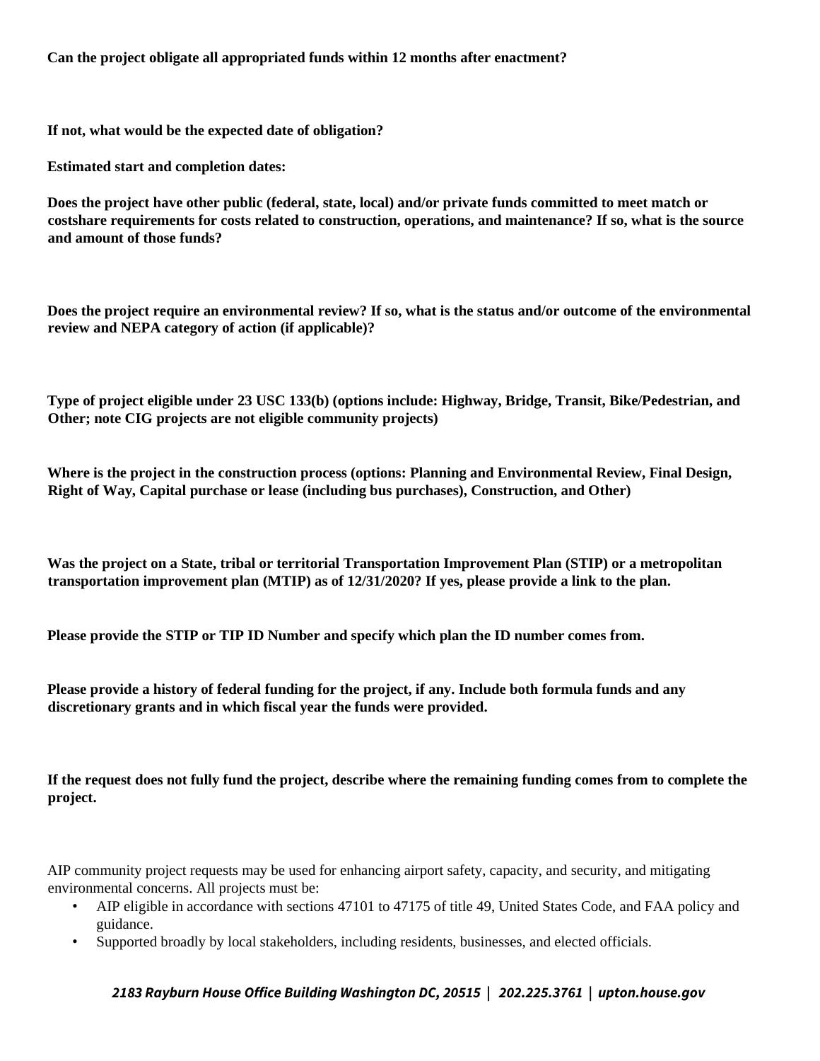**Can the project obligate all appropriated funds within 12 months after enactment?**

**If not, what would be the expected date of obligation?**

**Estimated start and completion dates:**

**Does the project have other public (federal, state, local) and/or private funds committed to meet match or costshare requirements for costs related to construction, operations, and maintenance? If so, what is the source and amount of those funds?**

**Does the project require an environmental review? If so, what is the status and/or outcome of the environmental review and NEPA category of action (if applicable)?**

**Type of project eligible under 23 USC 133(b) (options include: Highway, Bridge, Transit, Bike/Pedestrian, and Other; note CIG projects are not eligible community projects)**

**Where is the project in the construction process (options: Planning and Environmental Review, Final Design, Right of Way, Capital purchase or lease (including bus purchases), Construction, and Other)**

**Was the project on a State, tribal or territorial Transportation Improvement Plan (STIP) or a metropolitan transportation improvement plan (MTIP) as of 12/31/2020? If yes, please provide a link to the plan.**

**Please provide the STIP or TIP ID Number and specify which plan the ID number comes from.**

**Please provide a history of federal funding for the project, if any. Include both formula funds and any discretionary grants and in which fiscal year the funds were provided.**

**If the request does not fully fund the project, describe where the remaining funding comes from to complete the project.**

AIP community project requests may be used for enhancing airport safety, capacity, and security, and mitigating environmental concerns. All projects must be:

- AIP eligible in accordance with sections 47101 to 47175 of title 49, United States Code, and FAA policy and guidance.
- Supported broadly by local stakeholders, including residents, businesses, and elected officials.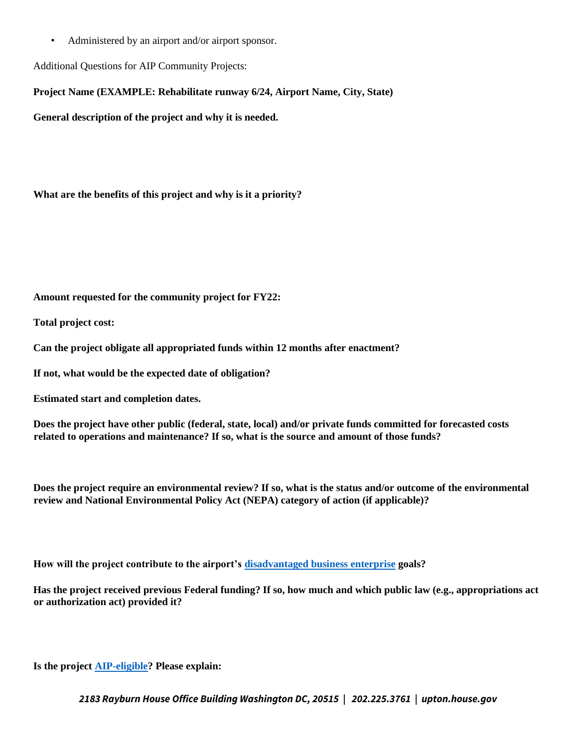- Administered by an airport and/or airport sponsor.

Additional Questions for AIP Community Projects:

**Project Name (EXAMPLE: Rehabilitate runway 6/24, Airport Name, City, State)**

**General description of the project and why it is needed.**

**What are the benefits of this project and why is it a priority?**

**Amount requested for the community project for FY22:**

**Total project cost:**

**Can the project obligate all appropriated funds within 12 months after enactment?**

**If not, what would be the expected date of obligation?**

**Estimated start and completion dates.**

**Does the project have other public (federal, state, local) and/or private funds committed for forecasted costs related to operations and maintenance? If so, what is the source and amount of those funds?**

**Does the project require an environmental review? If so, what is the status and/or outcome of the environmental review and National Environmental Policy Act (NEPA) category of action (if applicable)?**

**How will the project contribute to the airport's [disadvantaged business enterprise] goals?**

**Has the project received previous Federal funding? If so, how much and which public law (e.g., appropriations act or authorization act) provided it?**

**Is the project [AIP-eligible]? Please explain:**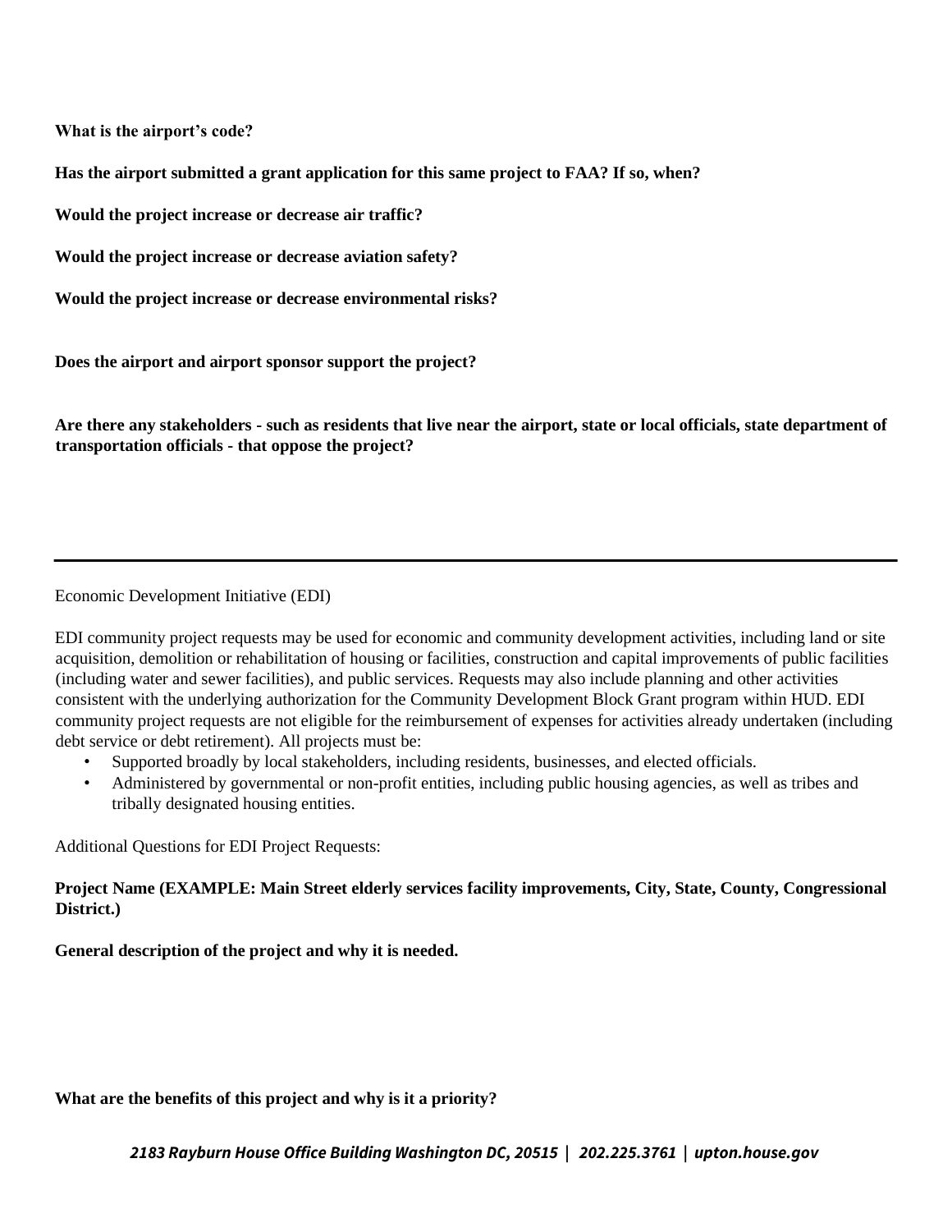**What is the airport's code?**

**Has the airport submitted a grant application for this same project to FAA? If so, when?**

**Would the project increase or decrease air traffic?**

**Would the project increase or decrease aviation safety?**

**Would the project increase or decrease environmental risks?**

**Does the airport and airport sponsor support the project?**

**Are there any stakeholders - such as residents that live near the airport, state or local officials, state department of transportation officials - that oppose the project?**

---

Economic Development Initiative (EDI)

EDI community project requests may be used for economic and community development activities, including land or site acquisition, demolition or rehabilitation of housing or facilities, construction and capital improvements of public facilities (including water and sewer facilities), and public services. Requests may also include planning and other activities consistent with the underlying authorization for the Community Development Block Grant program within HUD. EDI community project requests are not eligible for the reimbursement of expenses for activities already undertaken (including debt service or debt retirement). All projects must be:

- Supported broadly by local stakeholders, including residents, businesses, and elected officials.
- Administered by governmental or non-profit entities, including public housing agencies, as well as tribes and tribally designated housing entities.

Additional Questions for EDI Project Requests:

**Project Name (EXAMPLE: Main Street elderly services facility improvements, City, State, County, Congressional District.)**

**General description of the project and why it is needed.**

**What are the benefits of this project and why is it a priority?**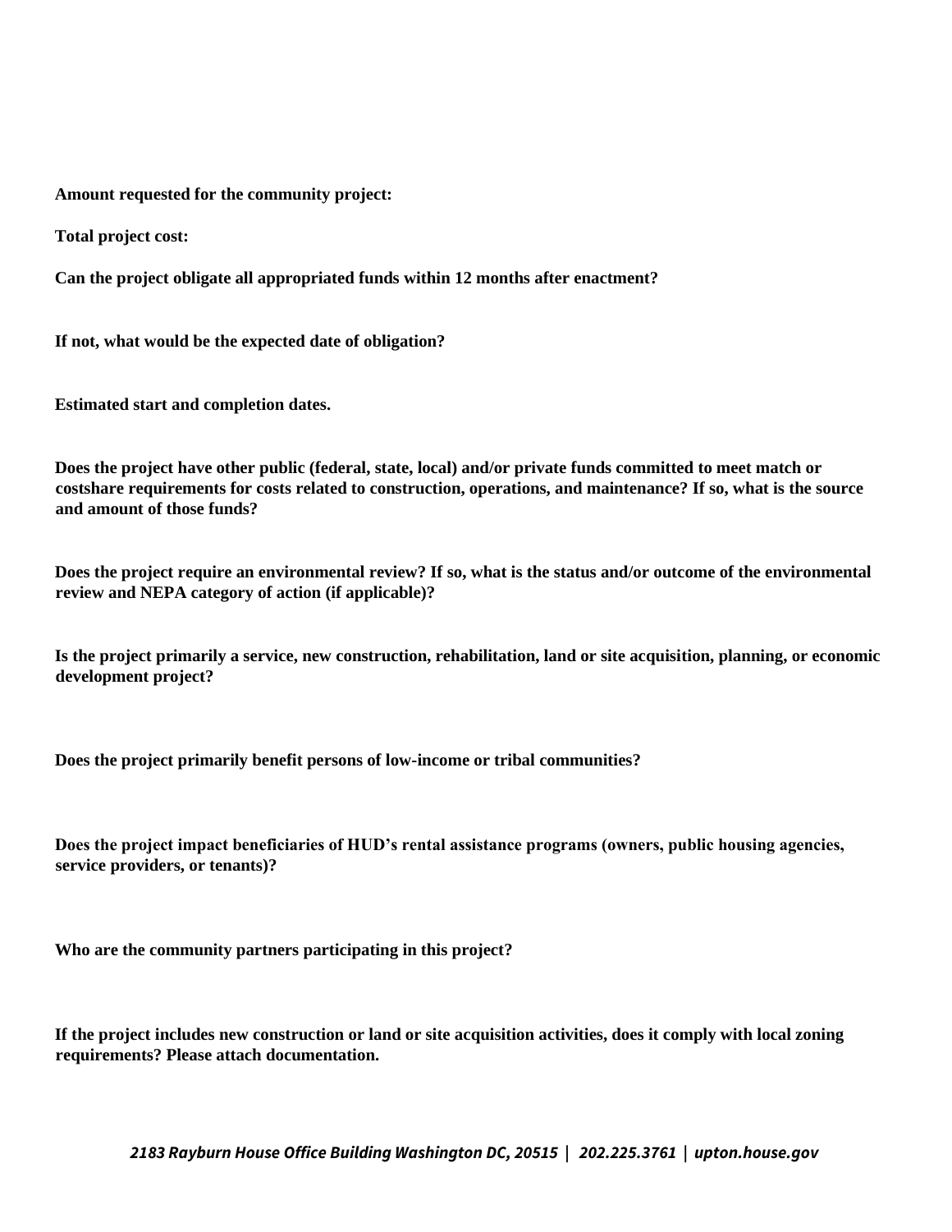**Amount requested for the community project:**

**Total project cost:**

**Can the project obligate all appropriated funds within 12 months after enactment?**

**If not, what would be the expected date of obligation?**

**Estimated start and completion dates.**

**Does the project have other public (federal, state, local) and/or private funds committed to meet match or costshare requirements for costs related to construction, operations, and maintenance? If so, what is the source and amount of those funds?**

**Does the project require an environmental review? If so, what is the status and/or outcome of the environmental review and NEPA category of action (if applicable)?**

**Is the project primarily a service, new construction, rehabilitation, land or site acquisition, planning, or economic development project?**

**Does the project primarily benefit persons of low-income or tribal communities?**

**Does the project impact beneficiaries of HUD's rental assistance programs (owners, public housing agencies, service providers, or tenants)?**

**Who are the community partners participating in this project?**

**If the project includes new construction or land or site acquisition activities, does it comply with local zoning requirements? Please attach documentation.**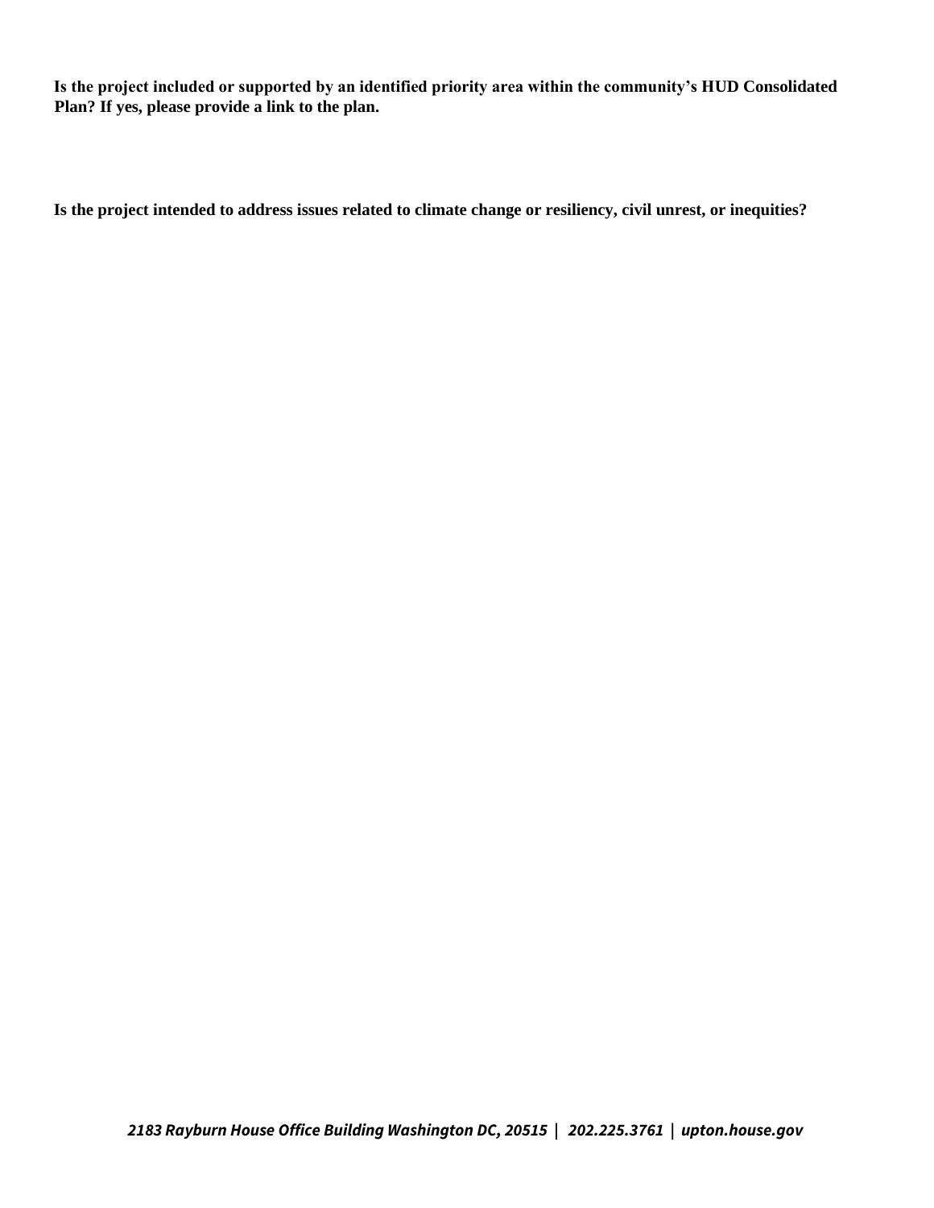**Is the project included or supported by an identified priority area within the community's HUD Consolidated Plan? If yes, please provide a link to the plan.**

**Is the project intended to address issues related to climate change or resiliency, civil unrest, or inequities?**